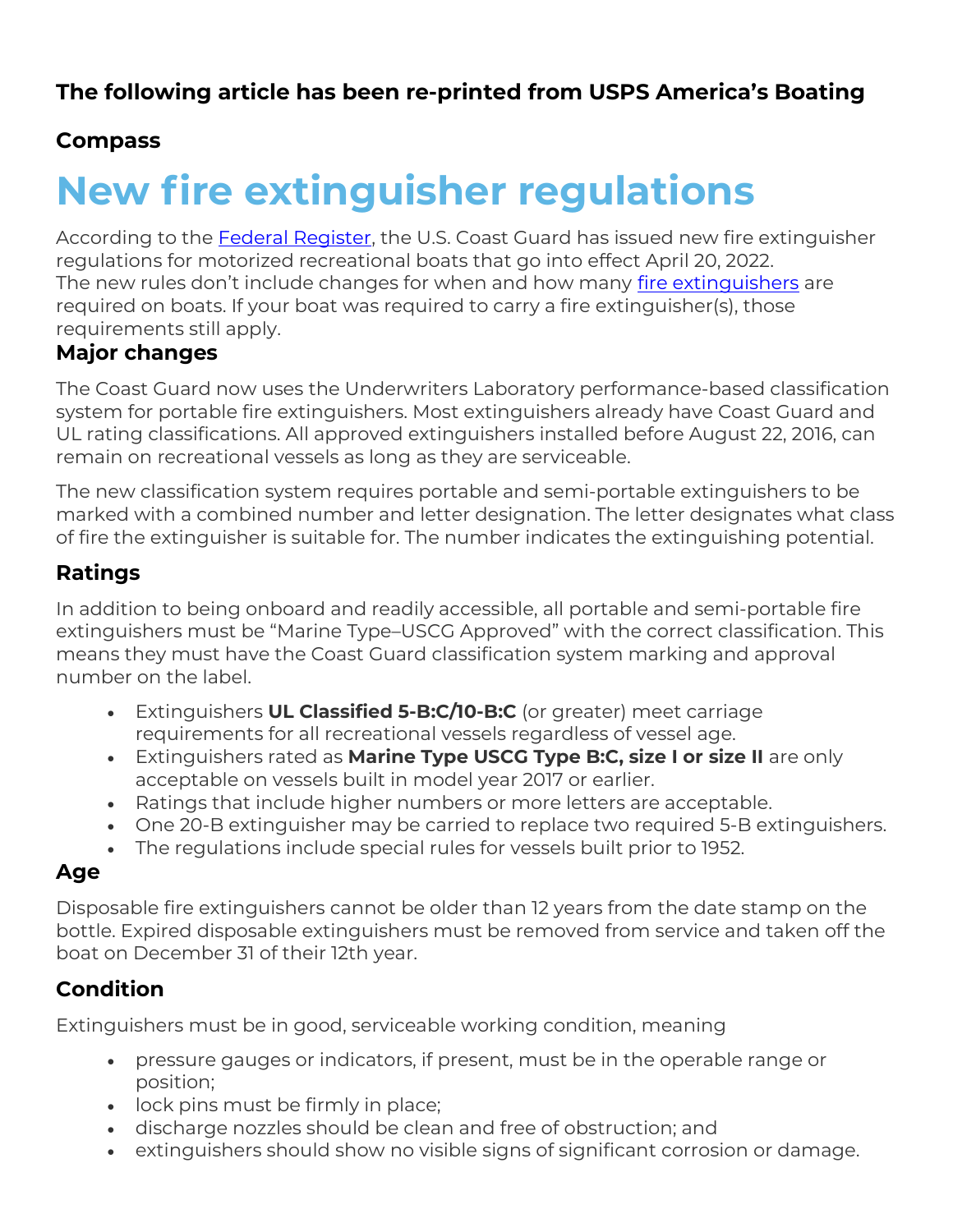**The following article has been re-printed from USPS America's Boating Compass**

# New fire extinguisher regulations

According to the [Federal Register](), the U.S. Coast Guard has issued new fire extinguisher regulations for motorized recreational boats that go into effect April 20, 2022. The new rules don't include changes for when and how many [fire extinguishers]() are required on boats. If your boat was required to carry a fire extinguisher(s), those requirements still apply.

## Major changes

The Coast Guard now uses the Underwriters Laboratory performance-based classification system for portable fire extinguishers. Most extinguishers already have Coast Guard and UL rating classifications. All approved extinguishers installed before August 22, 2016, can remain on recreational vessels as long as they are serviceable.

The new classification system requires portable and semi-portable extinguishers to be marked with a combined number and letter designation. The letter designates what class of fire the extinguisher is suitable for. The number indicates the extinguishing potential.

## Ratings

In addition to being onboard and readily accessible, all portable and semi-portable fire extinguishers must be "Marine Type–USCG Approved" with the correct classification. This means they must have the Coast Guard classification system marking and approval number on the label.

- Extinguishers **UL Classified 5-B:C/10-B:C** (or greater) meet carriage requirements for all recreational vessels regardless of vessel age.
- Extinguishers rated as **Marine Type USCG Type B:C, size I or size II** are only acceptable on vessels built in model year 2017 or earlier.
- Ratings that include higher numbers or more letters are acceptable.
- One 20-B extinguisher may be carried to replace two required 5-B extinguishers.
- The regulations include special rules for vessels built prior to 1952.

## Age

Disposable fire extinguishers cannot be older than 12 years from the date stamp on the bottle. Expired disposable extinguishers must be removed from service and taken off the boat on December 31 of their 12th year.

## Condition

Extinguishers must be in good, serviceable working condition, meaning

- pressure gauges or indicators, if present, must be in the operable range or position;
- lock pins must be firmly in place;
- discharge nozzles should be clean and free of obstruction; and
- extinguishers should show no visible signs of significant corrosion or damage.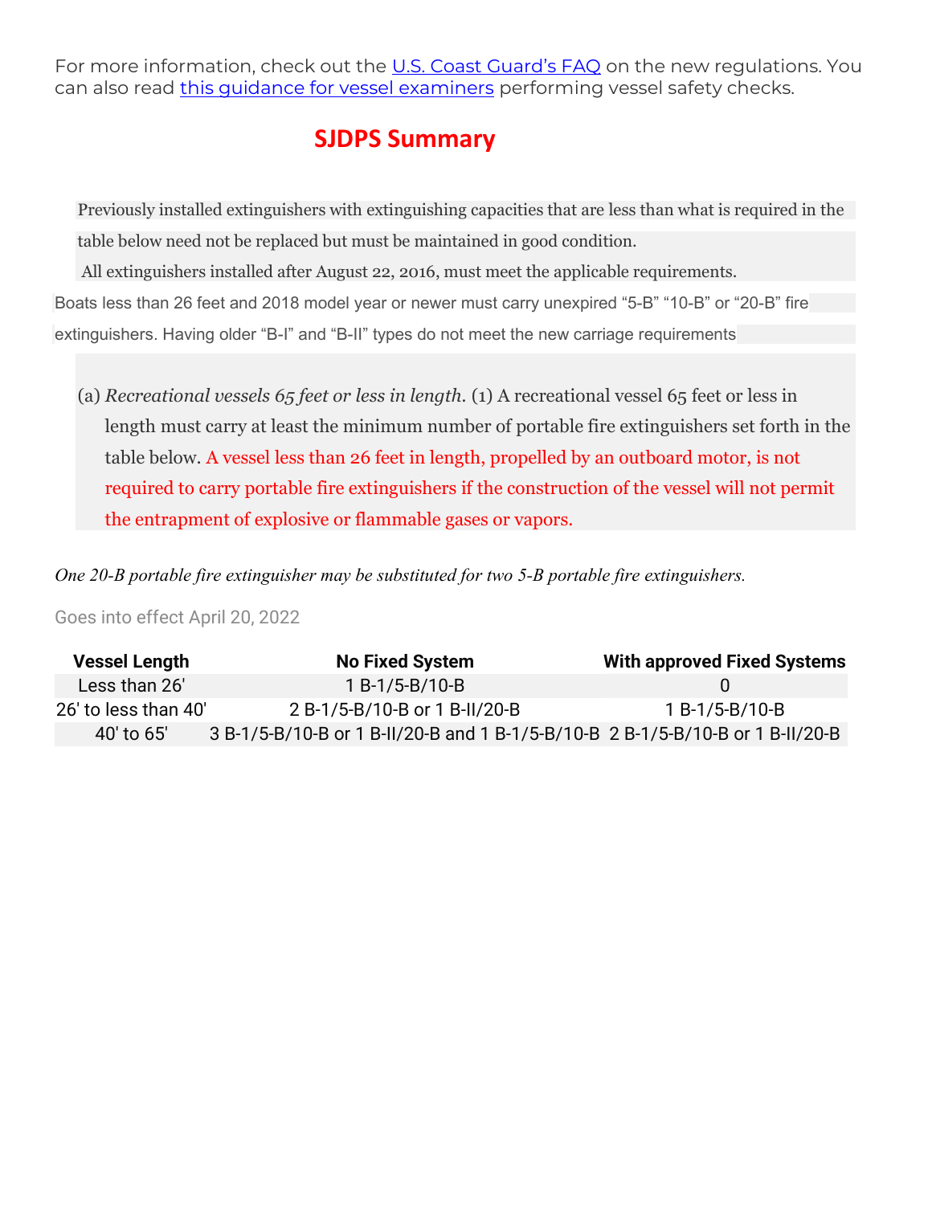For more information, check out the [U.S. Coast Guard's FAQ](#) on the new regulations. You can also read [this guidance for vessel examiners](#) performing vessel safety checks.

## SJDPS Summary

Previously installed extinguishers with extinguishing capacities that are less than what is required in the table below need not be replaced but must be maintained in good condition.

All extinguishers installed after August 22, 2016, must meet the applicable requirements.

Boats less than 26 feet and 2018 model year or newer must carry unexpired "5-B" "10-B" or "20-B" fire extinguishers. Having older "B-I" and "B-II" types do not meet the new carriage requirements

(a) *Recreational vessels 65 feet or less in length.* (1) A recreational vessel 65 feet or less in length must carry at least the minimum number of portable fire extinguishers set forth in the table below. A vessel less than 26 feet in length, propelled by an outboard motor, is not required to carry portable fire extinguishers if the construction of the vessel will not permit the entrapment of explosive or flammable gases or vapors.

*One 20-B portable fire extinguisher may be substituted for two 5-B portable fire extinguishers.*

Goes into effect April 20, 2022

| Vessel Length | No Fixed System | With approved Fixed Systems |
|---|---|---|
| Less than 26' | 1 B-1/5-B/10-B | 0 |
| 26' to less than 40' | 2 B-1/5-B/10-B or 1 B-II/20-B | 1 B-1/5-B/10-B |
| 40' to 65' | 3 B-1/5-B/10-B or 1 B-II/20-B and 1 B-1/5-B/10-B | 2 B-1/5-B/10-B or 1 B-II/20-B |